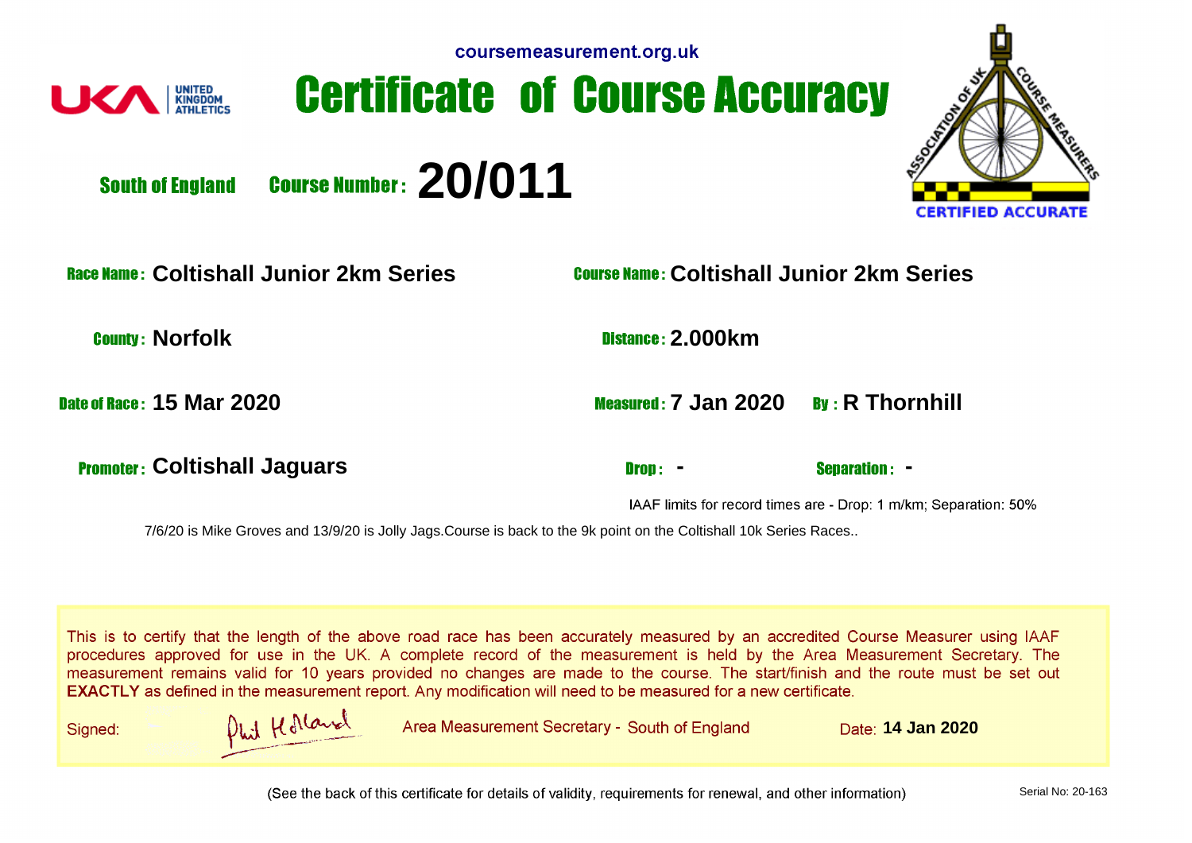coursemeasurement.org.uk

UNITED KINGDOM ATHLETICS

# Certificate of Course Accuracy

ASSOCIATION OF UK COURSE MEASURERS — CERTIFIED ACCURATE

**South of England** **Course Number: 20/011**

**Race Name:** Coltishall Junior 2km Series

**Course Name:** Coltishall Junior 2km Series

**County:** Norfolk

**Distance:** 2.000km

**Date of Race:** 15 Mar 2020

**Measured:** 7 Jan 2020 **By:** R Thornhill

**Promoter:** Coltishall Jaguars

**Drop:** - **Separation:** -

IAAF limits for record times are - Drop: 1 m/km; Separation: 50%

7/6/20 is Mike Groves and 13/9/20 is Jolly Jags.Course is back to the 9k point on the Coltishall 10k Series Races..

This is to certify that the length of the above road race has been accurately measured by an accredited Course Measurer using IAAF procedures approved for use in the UK. A complete record of the measurement is held by the Area Measurement Secretary. The measurement remains valid for 10 years provided no changes are made to the course. The start/finish and the route must be set out **EXACTLY** as defined in the measurement report. Any modification will need to be measured for a new certificate.

Signed: Phil Holland Area Measurement Secretary - South of England Date: **14 Jan 2020**

(See the back of this certificate for details of validity, requirements for renewal, and other information)

Serial No: 20-163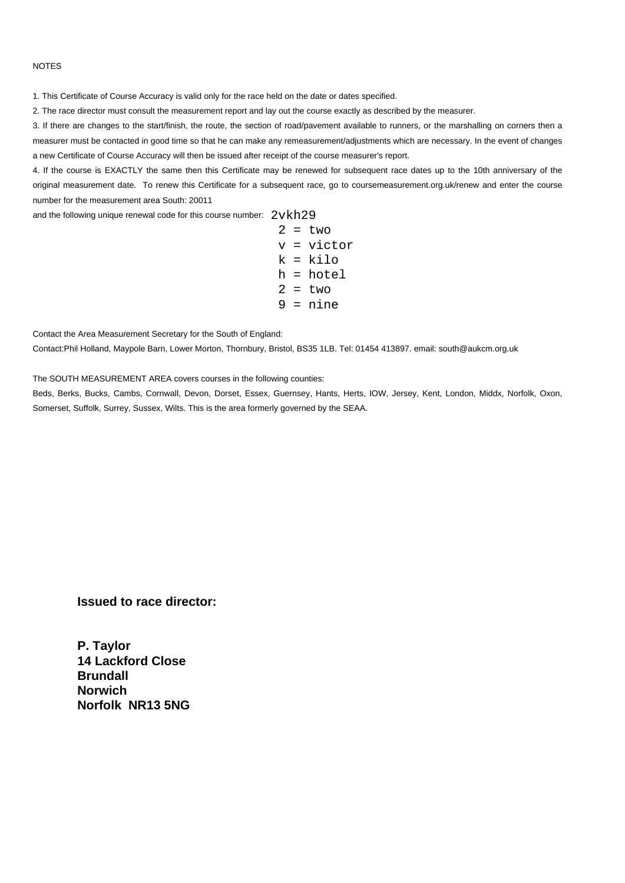NOTES

1. This Certificate of Course Accuracy is valid only for the race held on the date or dates specified.

2. The race director must consult the measurement report and lay out the course exactly as described by the measurer.

3. If there are changes to the start/finish, the route, the section of road/pavement available to runners, or the marshalling on corners then a measurer must be contacted in good time so that he can make any remeasurement/adjustments which are necessary. In the event of changes a new Certificate of Course Accuracy will then be issued after receipt of the course measurer's report.

4. If the course is EXACTLY the same then this Certificate may be renewed for subsequent race dates up to the 10th anniversary of the original measurement date. To renew this Certificate for a subsequent race, go to coursemeasurement.org.uk/renew and enter the course number for the measurement area South: 20011

and the following unique renewal code for this course number: `2vkh29`

```
2 = two
v = victor
k = kilo
h = hotel
2 = two
9 = nine
```

Contact the Area Measurement Secretary for the South of England:

Contact:Phil Holland, Maypole Barn, Lower Morton, Thornbury, Bristol, BS35 1LB. Tel: 01454 413897. email: south@aukcm.org.uk

The SOUTH MEASUREMENT AREA covers courses in the following counties:

Beds, Berks, Bucks, Cambs, Cornwall, Devon, Dorset, Essex, Guernsey, Hants, Herts, IOW, Jersey, Kent, London, Middx, Norfolk, Oxon, Somerset, Suffolk, Surrey, Sussex, Wilts. This is the area formerly governed by the SEAA.

**Issued to race director:**

**P. Taylor**
**14 Lackford Close**
**Brundall**
**Norwich**
**Norfolk NR13 5NG**